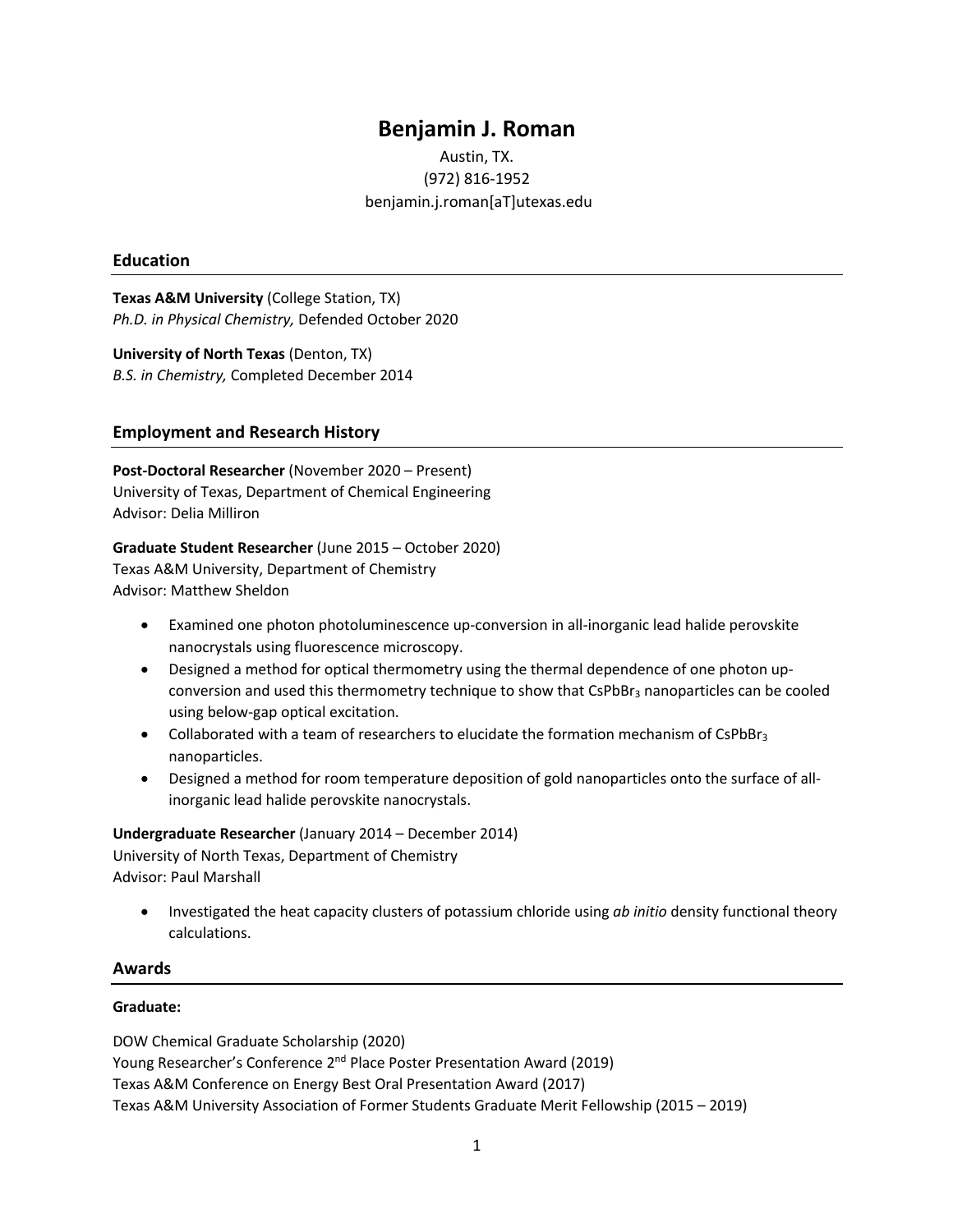# Benjamin J. Roman

Austin, TX.
(972) 816-1952
benjamin.j.roman[aT]utexas.edu

## Education

**Texas A&M University** (College Station, TX)
*Ph.D. in Physical Chemistry,* Defended October 2020

**University of North Texas** (Denton, TX)
*B.S. in Chemistry,* Completed December 2014

## Employment and Research History

**Post-Doctoral Researcher** (November 2020 – Present)
University of Texas, Department of Chemical Engineering
Advisor: Delia Milliron

**Graduate Student Researcher** (June 2015 – October 2020)
Texas A&M University, Department of Chemistry
Advisor: Matthew Sheldon

- Examined one photon photoluminescence up-conversion in all-inorganic lead halide perovskite nanocrystals using fluorescence microscopy.
- Designed a method for optical thermometry using the thermal dependence of one photon up-conversion and used this thermometry technique to show that $CsPbBr_3$ nanoparticles can be cooled using below-gap optical excitation.
- Collaborated with a team of researchers to elucidate the formation mechanism of $CsPbBr_3$ nanoparticles.
- Designed a method for room temperature deposition of gold nanoparticles onto the surface of all-inorganic lead halide perovskite nanocrystals.

**Undergraduate Researcher** (January 2014 – December 2014)
University of North Texas, Department of Chemistry
Advisor: Paul Marshall

- Investigated the heat capacity clusters of potassium chloride using *ab initio* density functional theory calculations.

## Awards

**Graduate:**

DOW Chemical Graduate Scholarship (2020)
Young Researcher's Conference 2nd Place Poster Presentation Award (2019)
Texas A&M Conference on Energy Best Oral Presentation Award (2017)
Texas A&M University Association of Former Students Graduate Merit Fellowship (2015 – 2019)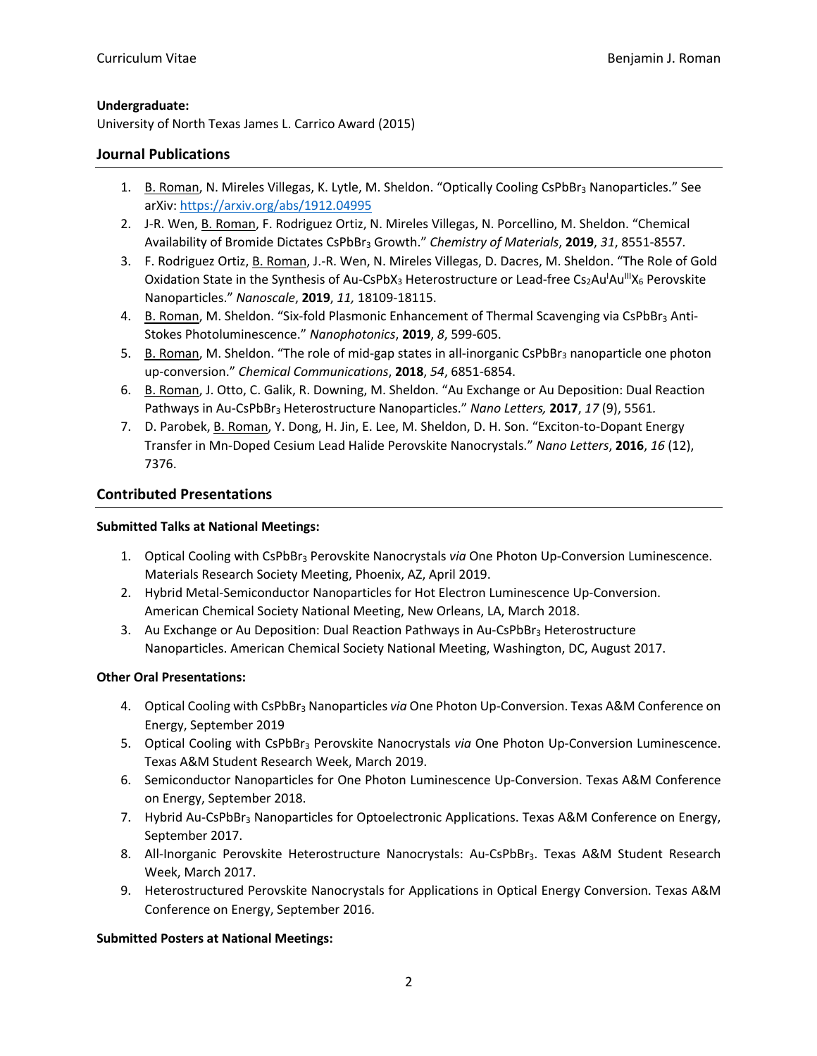**Undergraduate:**

University of North Texas James L. Carrico Award (2015)

## Journal Publications

1. B. Roman, N. Mireles Villegas, K. Lytle, M. Sheldon. "Optically Cooling $CsPbBr_3$ Nanoparticles." See arXiv: https://arxiv.org/abs/1912.04995
2. J-R. Wen, B. Roman, F. Rodriguez Ortiz, N. Mireles Villegas, N. Porcellino, M. Sheldon. "Chemical Availability of Bromide Dictates $CsPbBr_3$ Growth." *Chemistry of Materials*, **2019**, *31*, 8551-8557.
3. F. Rodriguez Ortiz, B. Roman, J.-R. Wen, N. Mireles Villegas, D. Dacres, M. Sheldon. "The Role of Gold Oxidation State in the Synthesis of Au-$CsPbX_3$ Heterostructure or Lead-free $Cs_2Au^{I}Au^{III}X_6$ Perovskite Nanoparticles." *Nanoscale*, **2019**, *11,* 18109-18115.
4. B. Roman, M. Sheldon. "Six-fold Plasmonic Enhancement of Thermal Scavenging via $CsPbBr_3$ Anti-Stokes Photoluminescence." *Nanophotonics*, **2019**, *8*, 599-605.
5. B. Roman, M. Sheldon. "The role of mid-gap states in all-inorganic $CsPbBr_3$ nanoparticle one photon up-conversion." *Chemical Communications*, **2018**, *54*, 6851-6854.
6. B. Roman, J. Otto, C. Galik, R. Downing, M. Sheldon. "Au Exchange or Au Deposition: Dual Reaction Pathways in Au-$CsPbBr_3$ Heterostructure Nanoparticles." *Nano Letters,* **2017**, *17* (9), 5561.
7. D. Parobek, B. Roman, Y. Dong, H. Jin, E. Lee, M. Sheldon, D. H. Son. "Exciton-to-Dopant Energy Transfer in Mn-Doped Cesium Lead Halide Perovskite Nanocrystals." *Nano Letters*, **2016**, *16* (12), 7376.

## Contributed Presentations

**Submitted Talks at National Meetings:**

1. Optical Cooling with $CsPbBr_3$ Perovskite Nanocrystals *via* One Photon Up-Conversion Luminescence. Materials Research Society Meeting, Phoenix, AZ, April 2019.
2. Hybrid Metal-Semiconductor Nanoparticles for Hot Electron Luminescence Up-Conversion. American Chemical Society National Meeting, New Orleans, LA, March 2018.
3. Au Exchange or Au Deposition: Dual Reaction Pathways in Au-$CsPbBr_3$ Heterostructure Nanoparticles. American Chemical Society National Meeting, Washington, DC, August 2017.

**Other Oral Presentations:**

4. Optical Cooling with $CsPbBr_3$ Nanoparticles *via* One Photon Up-Conversion. Texas A&M Conference on Energy, September 2019
5. Optical Cooling with $CsPbBr_3$ Perovskite Nanocrystals *via* One Photon Up-Conversion Luminescence. Texas A&M Student Research Week, March 2019.
6. Semiconductor Nanoparticles for One Photon Luminescence Up-Conversion. Texas A&M Conference on Energy, September 2018.
7. Hybrid Au-$CsPbBr_3$ Nanoparticles for Optoelectronic Applications. Texas A&M Conference on Energy, September 2017.
8. All-Inorganic Perovskite Heterostructure Nanocrystals: Au-$CsPbBr_3$. Texas A&M Student Research Week, March 2017.
9. Heterostructured Perovskite Nanocrystals for Applications in Optical Energy Conversion. Texas A&M Conference on Energy, September 2016.

**Submitted Posters at National Meetings:**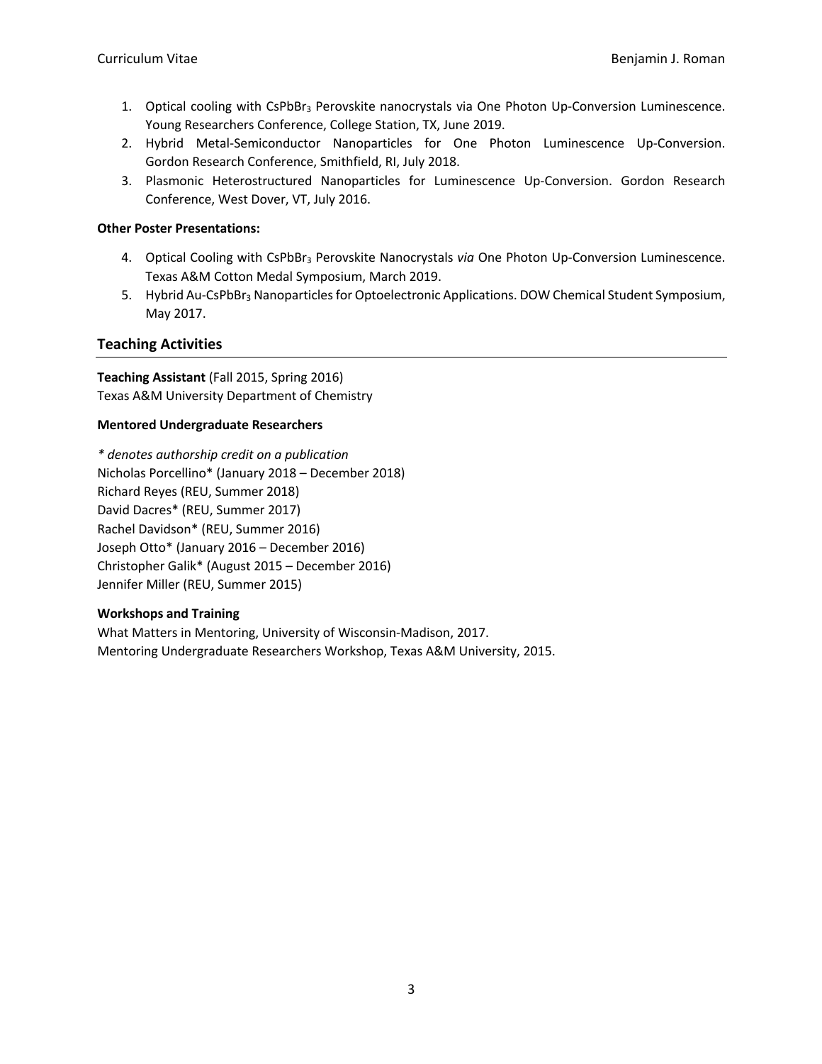1. Optical cooling with $CsPbBr_3$ Perovskite nanocrystals via One Photon Up-Conversion Luminescence. Young Researchers Conference, College Station, TX, June 2019.
2. Hybrid Metal-Semiconductor Nanoparticles for One Photon Luminescence Up-Conversion. Gordon Research Conference, Smithfield, RI, July 2018.
3. Plasmonic Heterostructured Nanoparticles for Luminescence Up-Conversion. Gordon Research Conference, West Dover, VT, July 2016.

**Other Poster Presentations:**

4. Optical Cooling with $CsPbBr_3$ Perovskite Nanocrystals *via* One Photon Up-Conversion Luminescence. Texas A&M Cotton Medal Symposium, March 2019.
5. Hybrid Au-$CsPbBr_3$ Nanoparticles for Optoelectronic Applications. DOW Chemical Student Symposium, May 2017.

## Teaching Activities

**Teaching Assistant** (Fall 2015, Spring 2016)
Texas A&M University Department of Chemistry

**Mentored Undergraduate Researchers**

*\* denotes authorship credit on a publication*
Nicholas Porcellino* (January 2018 – December 2018)
Richard Reyes (REU, Summer 2018)
David Dacres* (REU, Summer 2017)
Rachel Davidson* (REU, Summer 2016)
Joseph Otto* (January 2016 – December 2016)
Christopher Galik* (August 2015 – December 2016)
Jennifer Miller (REU, Summer 2015)

**Workshops and Training**
What Matters in Mentoring, University of Wisconsin-Madison, 2017.
Mentoring Undergraduate Researchers Workshop, Texas A&M University, 2015.